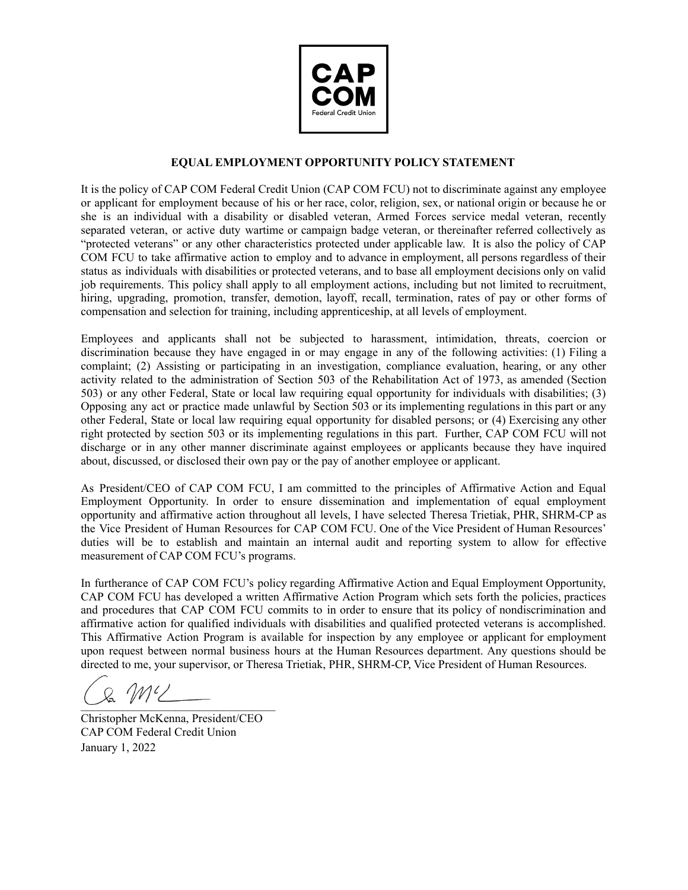CAP COM

Federal Credit Union

**EQUAL EMPLOYMENT OPPORTUNITY POLICY STATEMENT**

It is the policy of CAP COM Federal Credit Union (CAP COM FCU) not to discriminate against any employee or applicant for employment because of his or her race, color, religion, sex, or national origin or because he or she is an individual with a disability or disabled veteran, Armed Forces service medal veteran, recently separated veteran, or active duty wartime or campaign badge veteran, or thereinafter referred collectively as "protected veterans" or any other characteristics protected under applicable law. It is also the policy of CAP COM FCU to take affirmative action to employ and to advance in employment, all persons regardless of their status as individuals with disabilities or protected veterans, and to base all employment decisions only on valid job requirements. This policy shall apply to all employment actions, including but not limited to recruitment, hiring, upgrading, promotion, transfer, demotion, layoff, recall, termination, rates of pay or other forms of compensation and selection for training, including apprenticeship, at all levels of employment.

Employees and applicants shall not be subjected to harassment, intimidation, threats, coercion or discrimination because they have engaged in or may engage in any of the following activities: (1) Filing a complaint; (2) Assisting or participating in an investigation, compliance evaluation, hearing, or any other activity related to the administration of Section 503 of the Rehabilitation Act of 1973, as amended (Section 503) or any other Federal, State or local law requiring equal opportunity for individuals with disabilities; (3) Opposing any act or practice made unlawful by Section 503 or its implementing regulations in this part or any other Federal, State or local law requiring equal opportunity for disabled persons; or (4) Exercising any other right protected by section 503 or its implementing regulations in this part. Further, CAP COM FCU will not discharge or in any other manner discriminate against employees or applicants because they have inquired about, discussed, or disclosed their own pay or the pay of another employee or applicant.

As President/CEO of CAP COM FCU, I am committed to the principles of Affirmative Action and Equal Employment Opportunity. In order to ensure dissemination and implementation of equal employment opportunity and affirmative action throughout all levels, I have selected Theresa Trietiak, PHR, SHRM-CP as the Vice President of Human Resources for CAP COM FCU. One of the Vice President of Human Resources' duties will be to establish and maintain an internal audit and reporting system to allow for effective measurement of CAP COM FCU's programs.

In furtherance of CAP COM FCU's policy regarding Affirmative Action and Equal Employment Opportunity, CAP COM FCU has developed a written Affirmative Action Program which sets forth the policies, practices and procedures that CAP COM FCU commits to in order to ensure that its policy of nondiscrimination and affirmative action for qualified individuals with disabilities and qualified protected veterans is accomplished. This Affirmative Action Program is available for inspection by any employee or applicant for employment upon request between normal business hours at the Human Resources department. Any questions should be directed to me, your supervisor, or Theresa Trietiak, PHR, SHRM-CP, Vice President of Human Resources.

Christopher McKenna, President/CEO
CAP COM Federal Credit Union
January 1, 2022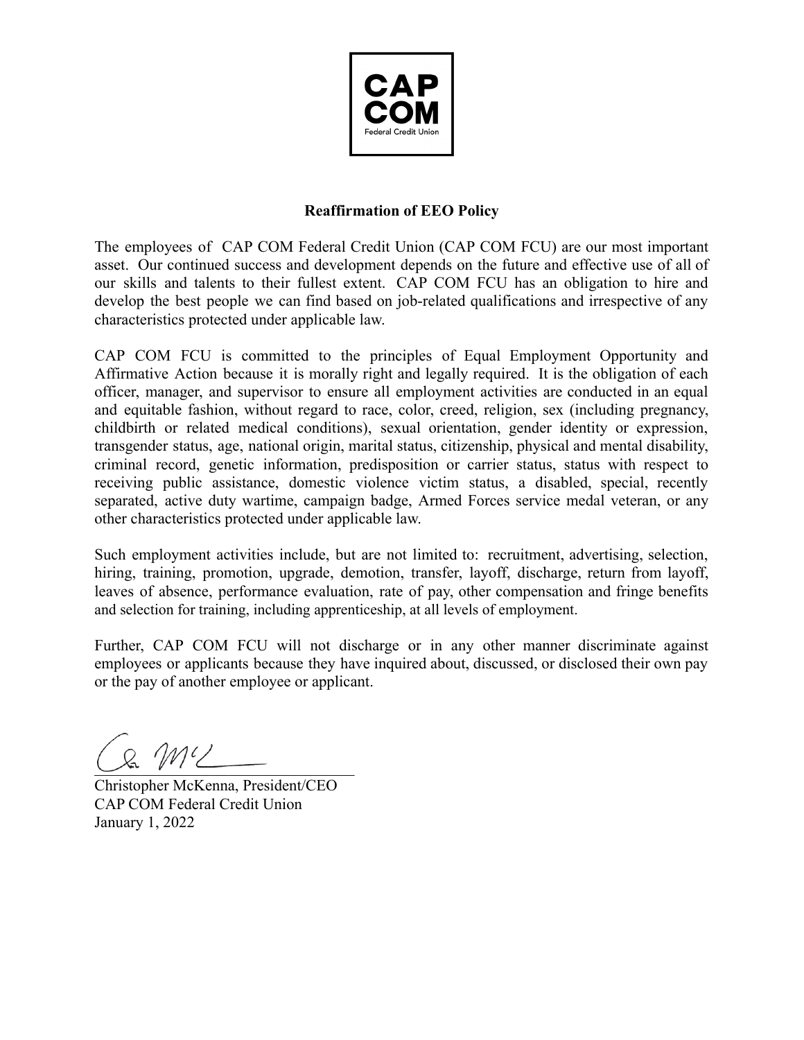CAP COM

Federal Credit Union

**Reafirmation of EEO Policy**

The employees of CAP COM Federal Credit Union (CAP COM FCU) are our most important asset. Our continued success and development depends on the future and effective use of all of our skills and talents to their fullest extent. CAP COM FCU has an obligation to hire and develop the best people we can find based on job-related qualifications and irrespective of any characteristics protected under applicable law.

CAP COM FCU is committed to the principles of Equal Employment Opportunity and Affirmative Action because it is morally right and legally required. It is the obligation of each officer, manager, and supervisor to ensure all employment activities are conducted in an equal and equitable fashion, without regard to race, color, creed, religion, sex (including pregnancy, childbirth or related medical conditions), sexual orientation, gender identity or expression, transgender status, age, national origin, marital status, citizenship, physical and mental disability, criminal record, genetic information, predisposition or carrier status, status with respect to receiving public assistance, domestic violence victim status, a disabled, special, recently separated, active duty wartime, campaign badge, Armed Forces service medal veteran, or any other characteristics protected under applicable law.

Such employment activities include, but are not limited to: recruitment, advertising, selection, hiring, training, promotion, upgrade, demotion, transfer, layoff, discharge, return from layoff, leaves of absence, performance evaluation, rate of pay, other compensation and fringe benefits and selection for training, including apprenticeship, at all levels of employment.

Further, CAP COM FCU will not discharge or in any other manner discriminate against employees or applicants because they have inquired about, discussed, or disclosed their own pay or the pay of another employee or applicant.

Christopher McKenna, President/CEO
CAP COM Federal Credit Union
January 1, 2022